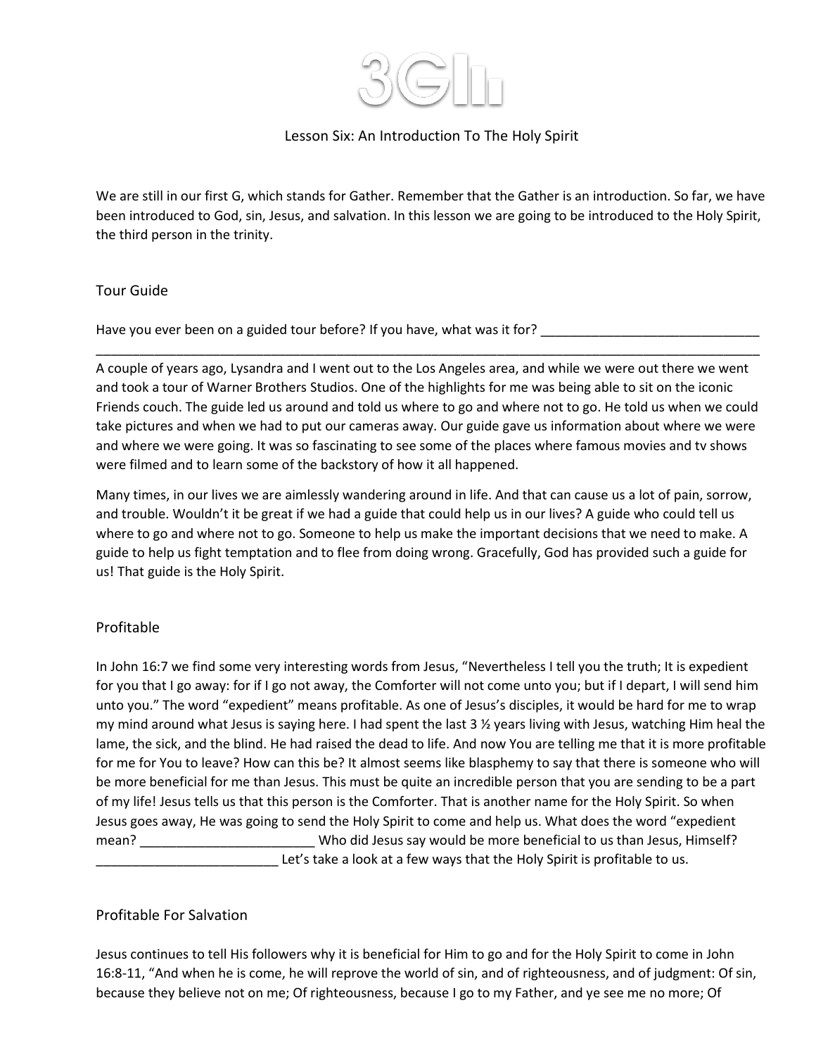# Lesson Six: An Introduction To The Holy Spirit

We are still in our first G, which stands for Gather. Remember that the Gather is an introduction. So far, we have been introduced to God, sin, Jesus, and salvation. In this lesson we are going to be introduced to the Holy Spirit, the third person in the trinity.

## Tour Guide

Have you ever been on a guided tour before? If you have, what was it for? ______________________________
____________________________________________________________________________________________

A couple of years ago, Lysandra and I went out to the Los Angeles area, and while we were out there we went and took a tour of Warner Brothers Studios. One of the highlights for me was being able to sit on the iconic Friends couch. The guide led us around and told us where to go and where not to go. He told us when we could take pictures and when we had to put our cameras away. Our guide gave us information about where we were and where we were going. It was so fascinating to see some of the places where famous movies and tv shows were filmed and to learn some of the backstory of how it all happened.

Many times, in our lives we are aimlessly wandering around in life. And that can cause us a lot of pain, sorrow, and trouble. Wouldn't it be great if we had a guide that could help us in our lives? A guide who could tell us where to go and where not to go. Someone to help us make the important decisions that we need to make. A guide to help us fight temptation and to flee from doing wrong. Gracefully, God has provided such a guide for us! That guide is the Holy Spirit.

## Profitable

In John 16:7 we find some very interesting words from Jesus, "Nevertheless I tell you the truth; It is expedient for you that I go away: for if I go not away, the Comforter will not come unto you; but if I depart, I will send him unto you." The word "expedient" means profitable. As one of Jesus's disciples, it would be hard for me to wrap my mind around what Jesus is saying here. I had spent the last 3 ½ years living with Jesus, watching Him heal the lame, the sick, and the blind. He had raised the dead to life. And now You are telling me that it is more profitable for me for You to leave? How can this be? It almost seems like blasphemy to say that there is someone who will be more beneficial for me than Jesus. This must be quite an incredible person that you are sending to be a part of my life! Jesus tells us that this person is the Comforter. That is another name for the Holy Spirit. So when Jesus goes away, He was going to send the Holy Spirit to come and help us. What does the word "expedient mean? ________________________ Who did Jesus say would be more beneficial to us than Jesus, Himself? _________________________ Let's take a look at a few ways that the Holy Spirit is profitable to us.

## Profitable For Salvation

Jesus continues to tell His followers why it is beneficial for Him to go and for the Holy Spirit to come in John 16:8-11, "And when he is come, he will reprove the world of sin, and of righteousness, and of judgment: Of sin, because they believe not on me; Of righteousness, because I go to my Father, and ye see me no more; Of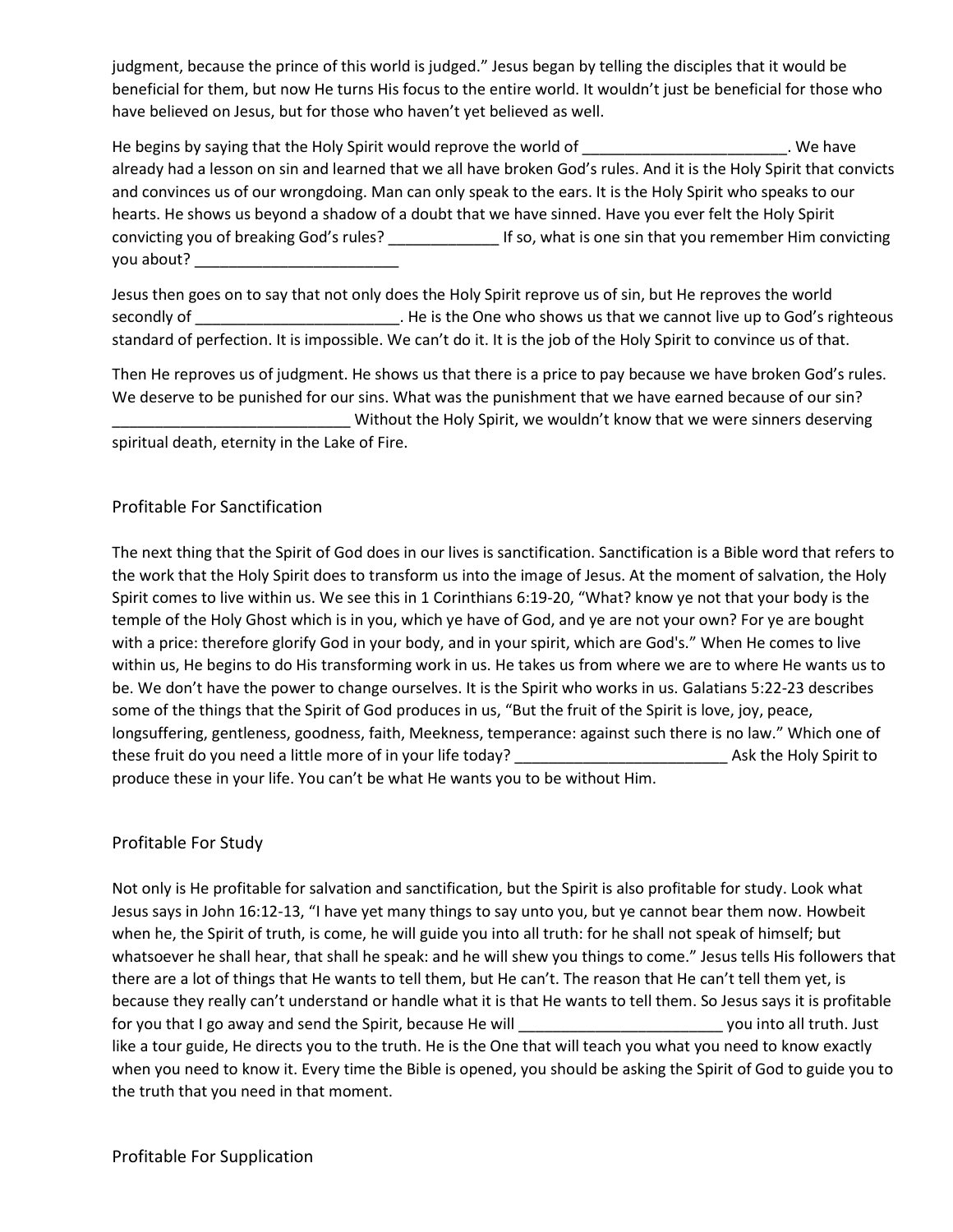judgment, because the prince of this world is judged." Jesus began by telling the disciples that it would be beneficial for them, but now He turns His focus to the entire world. It wouldn't just be beneficial for those who have believed on Jesus, but for those who haven't yet believed as well.

He begins by saying that the Holy Spirit would reprove the world of ________________________. We have already had a lesson on sin and learned that we all have broken God's rules. And it is the Holy Spirit that convicts and convinces us of our wrongdoing. Man can only speak to the ears. It is the Holy Spirit who speaks to our hearts. He shows us beyond a shadow of a doubt that we have sinned. Have you ever felt the Holy Spirit convicting you of breaking God's rules? _____________ If so, what is one sin that you remember Him convicting you about? ________________________

Jesus then goes on to say that not only does the Holy Spirit reprove us of sin, but He reproves the world secondly of ________________________. He is the One who shows us that we cannot live up to God's righteous standard of perfection. It is impossible. We can't do it. It is the job of the Holy Spirit to convince us of that.

Then He reproves us of judgment. He shows us that there is a price to pay because we have broken God's rules. We deserve to be punished for our sins. What was the punishment that we have earned because of our sin? ____________________________ Without the Holy Spirit, we wouldn't know that we were sinners deserving spiritual death, eternity in the Lake of Fire.

## Profitable For Sanctification

The next thing that the Spirit of God does in our lives is sanctification. Sanctification is a Bible word that refers to the work that the Holy Spirit does to transform us into the image of Jesus. At the moment of salvation, the Holy Spirit comes to live within us. We see this in 1 Corinthians 6:19-20, "What? know ye not that your body is the temple of the Holy Ghost which is in you, which ye have of God, and ye are not your own? For ye are bought with a price: therefore glorify God in your body, and in your spirit, which are God's." When He comes to live within us, He begins to do His transforming work in us. He takes us from where we are to where He wants us to be. We don't have the power to change ourselves. It is the Spirit who works in us. Galatians 5:22-23 describes some of the things that the Spirit of God produces in us, "But the fruit of the Spirit is love, joy, peace, longsuffering, gentleness, goodness, faith, Meekness, temperance: against such there is no law." Which one of these fruit do you need a little more of in your life today? _________________________ Ask the Holy Spirit to produce these in your life. You can't be what He wants you to be without Him.

## Profitable For Study

Not only is He profitable for salvation and sanctification, but the Spirit is also profitable for study. Look what Jesus says in John 16:12-13, "I have yet many things to say unto you, but ye cannot bear them now. Howbeit when he, the Spirit of truth, is come, he will guide you into all truth: for he shall not speak of himself; but whatsoever he shall hear, that shall he speak: and he will shew you things to come." Jesus tells His followers that there are a lot of things that He wants to tell them, but He can't. The reason that He can't tell them yet, is because they really can't understand or handle what it is that He wants to tell them. So Jesus says it is profitable for you that I go away and send the Spirit, because He will ________________________ you into all truth. Just like a tour guide, He directs you to the truth. He is the One that will teach you what you need to know exactly when you need to know it. Every time the Bible is opened, you should be asking the Spirit of God to guide you to the truth that you need in that moment.

## Profitable For Supplication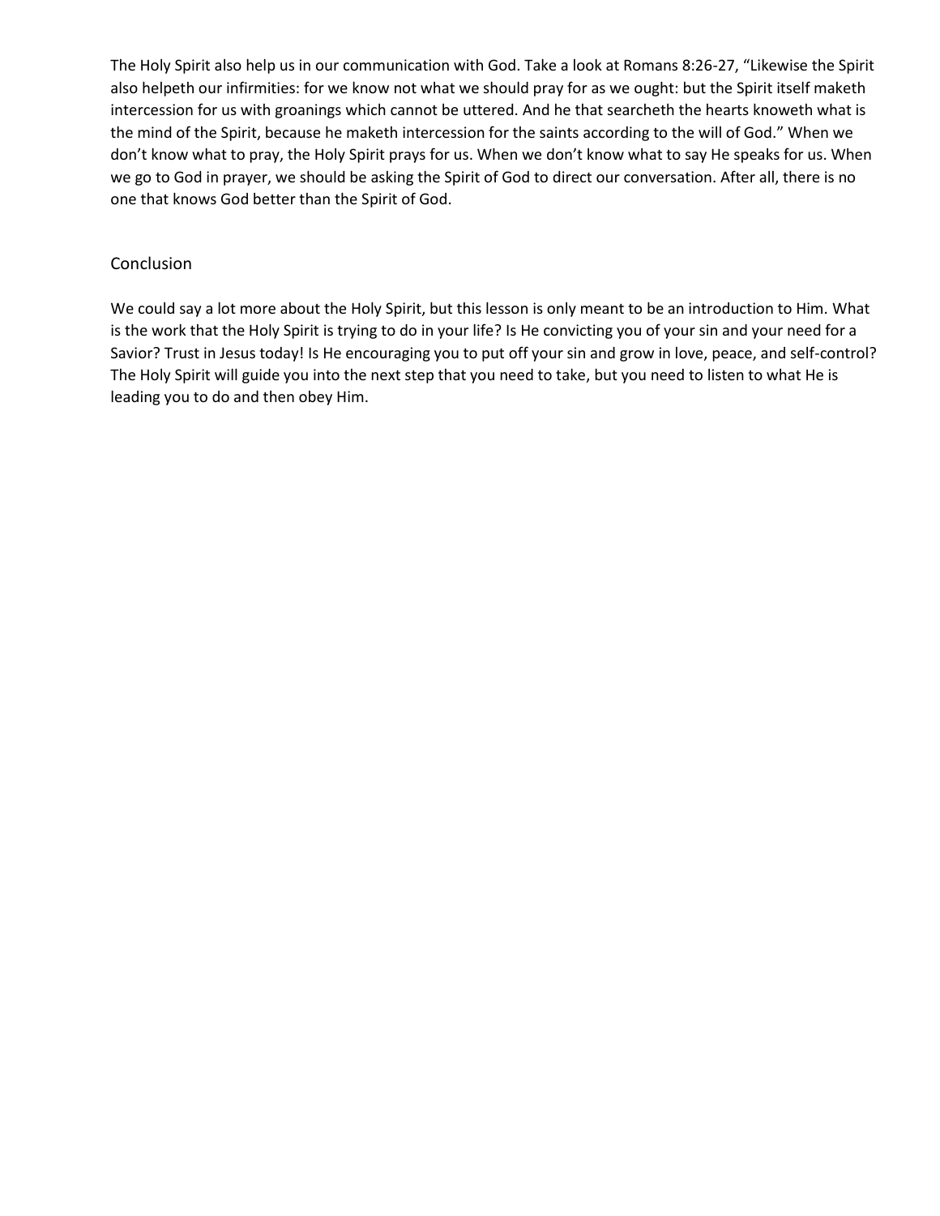The Holy Spirit also help us in our communication with God. Take a look at Romans 8:26-27, “Likewise the Spirit also helpeth our infirmities: for we know not what we should pray for as we ought: but the Spirit itself maketh intercession for us with groanings which cannot be uttered. And he that searcheth the hearts knoweth what is the mind of the Spirit, because he maketh intercession for the saints according to the will of God.” When we don’t know what to pray, the Holy Spirit prays for us. When we don’t know what to say He speaks for us. When we go to God in prayer, we should be asking the Spirit of God to direct our conversation. After all, there is no one that knows God better than the Spirit of God.

## Conclusion

We could say a lot more about the Holy Spirit, but this lesson is only meant to be an introduction to Him. What is the work that the Holy Spirit is trying to do in your life? Is He convicting you of your sin and your need for a Savior? Trust in Jesus today! Is He encouraging you to put off your sin and grow in love, peace, and self-control? The Holy Spirit will guide you into the next step that you need to take, but you need to listen to what He is leading you to do and then obey Him.